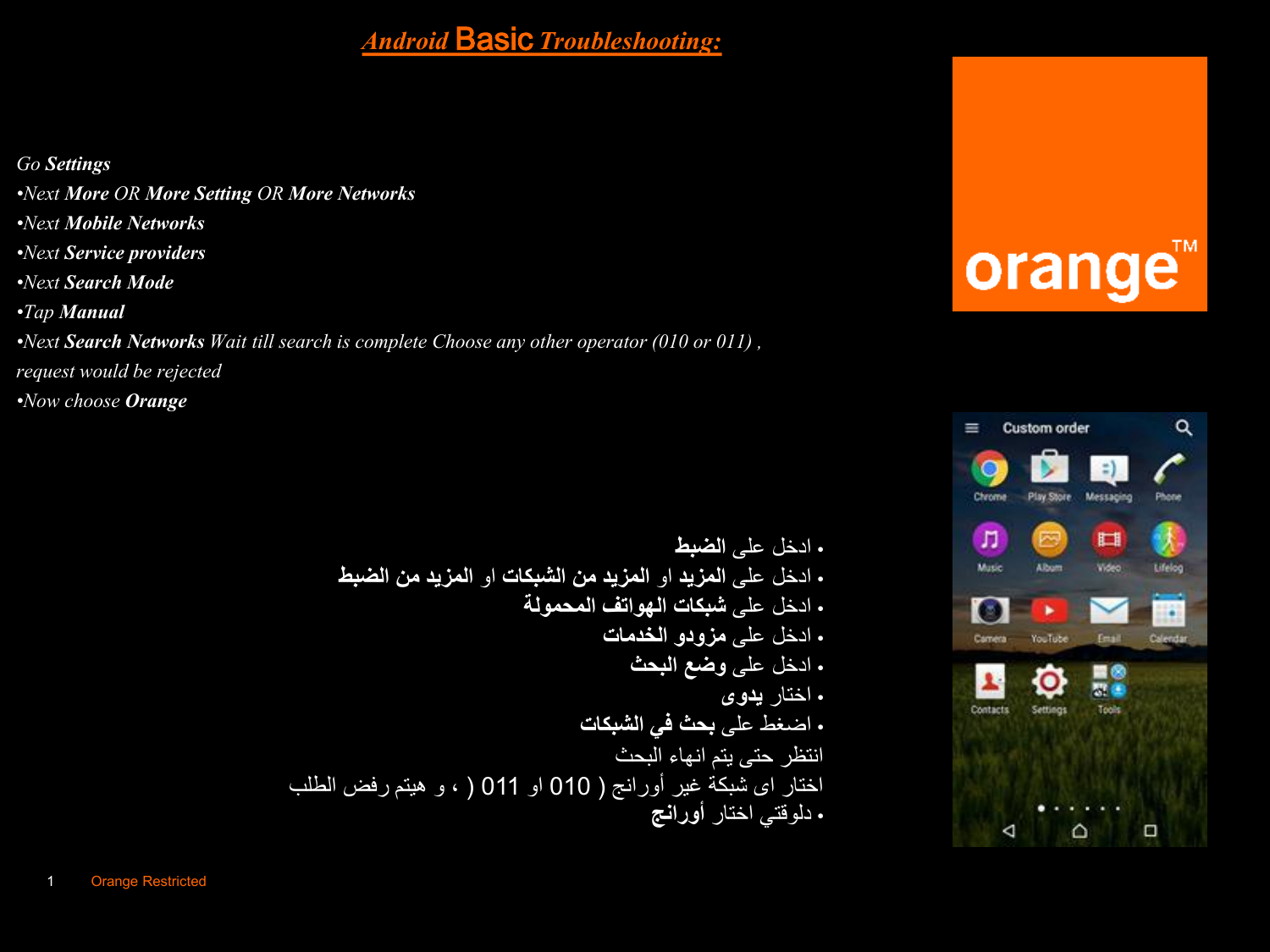# *Android Basic Troubleshooting:*

*Go **Settings***

- *Next **More** OR **More Setting** OR **More Networks***
- *Next **Mobile Networks***
- *Next **Service providers***
- *Next **Search Mode***
- *Tap **Manual***
- *Next **Search Networks** Wait till search is complete Choose any other operator (010 or 011) , request would be rejected*
- *Now choose **Orange***

- ادخل على **الضبط**
- ادخل على **المزيد** او **المزيد من الشبكات** او **المزيد من الضبط**
- ادخل على **شبكات الهواتف المحمولة**
- ادخل على **مزودو الخدمات**
- ادخل على **وضع البحث**
- اختار **يدوى**
- اضغط على **بحث في الشبكات**

انتظر حتى يتم انهاء البحث

اختار اى شبكة غير أورانج ( 010 او 011 ) ، و هيتم رفض الطلب

- دلوقتي اختار **أورانج**

Orange Restricted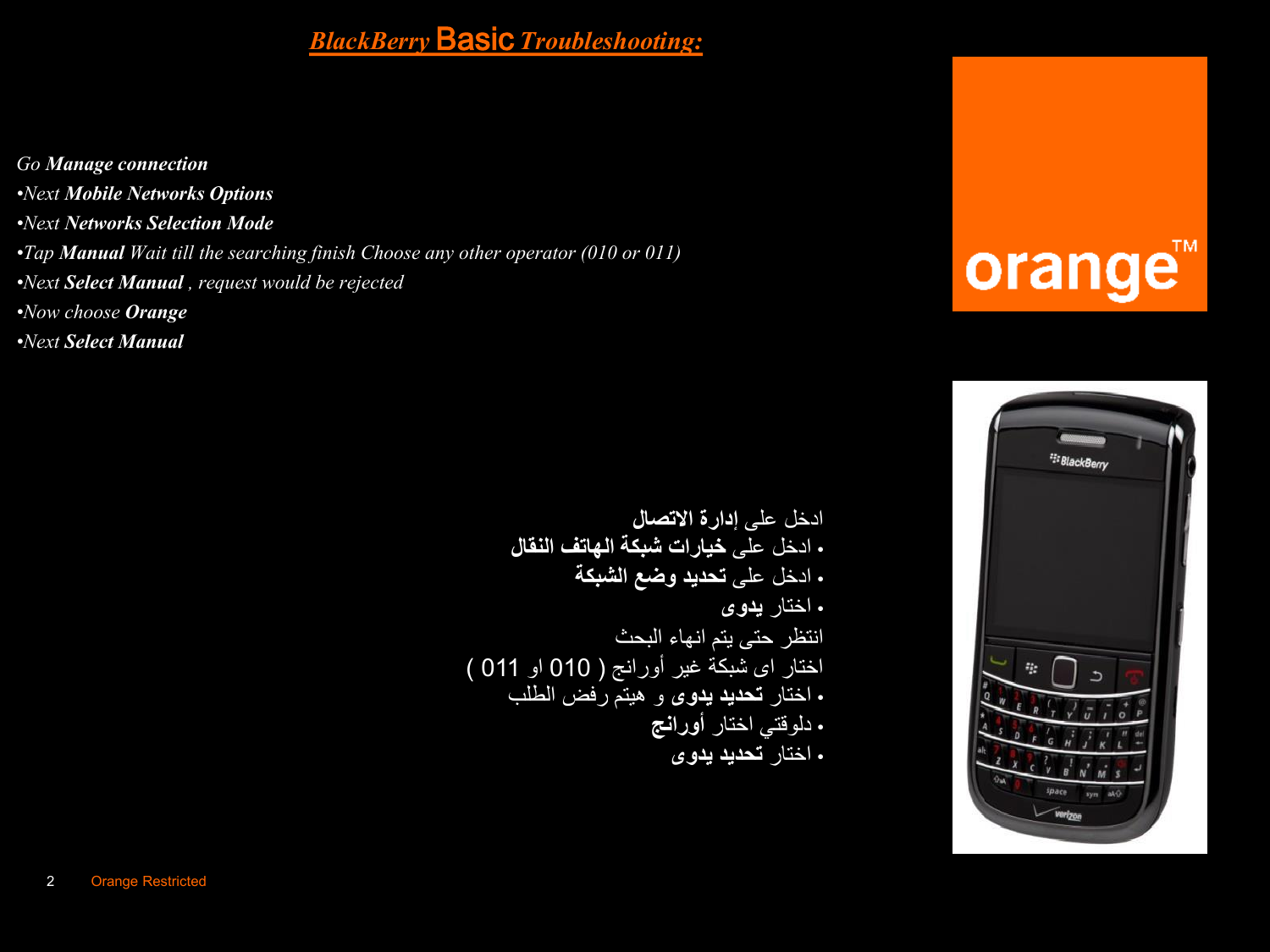# *BlackBerry* **Basic** *Troubleshooting:*

*Go **Manage connection***
- *Next **Mobile Networks Options***
- *Next **Networks Selection Mode***
- *Tap **Manual** Wait till the searching finish Choose any other operator (010 or 011)*
- *Next **Select Manual** , request would be rejected*
- *Now choose **Orange***
- *Next **Select Manual***

ادخل على **إدارة الاتصال**
- ادخل على **خيارات شبكة الهاتف النقال**
- ادخل على **تحديد وضع الشبكة**
- اختار **يدوى**

انتظر حتى يتم انهاء البحث
اختار اى شبكة غير أورانج ( 010 او 011 )
- اختار **تحديد يدوى** و هيتم رفض الطلب
- دلوقتي اختار **أورانج**
- اختار **تحديد يدوى**

Orange Restricted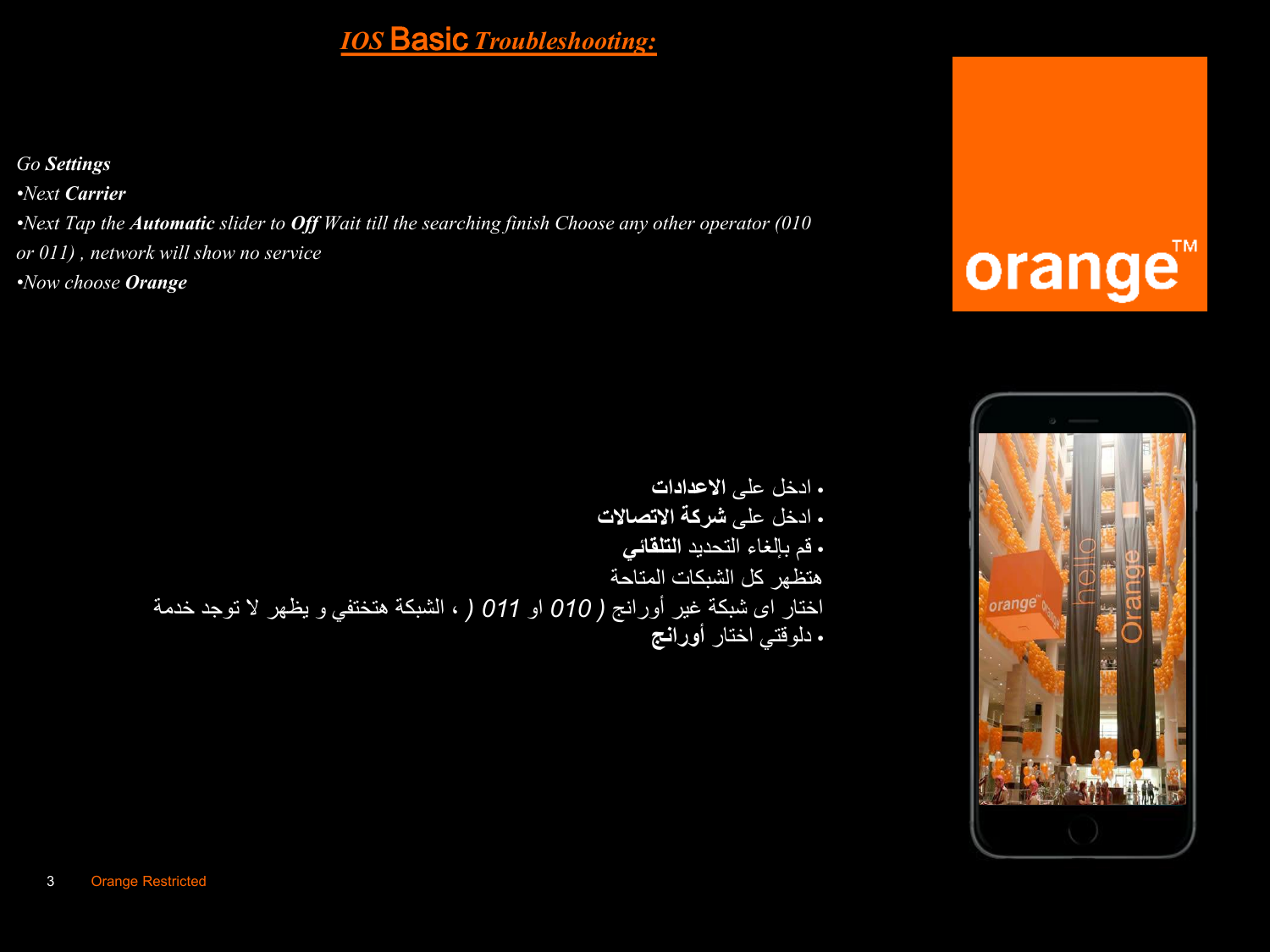# *IOS Basic Troubleshooting:*

*Go **Settings***

- *Next **Carrier***
- *Next Tap the **Automatic** slider to **Off** Wait till the searching finish Choose any other operator (010 or 011) , network will show no service*
- *Now choose **Orange***

- ادخل على **الاعدادات**
- ادخل على **شركة الاتصالات**
- قم بإلغاء التحديد **التلقائي**

هتظهر كل الشبكات المتاحة

اختار اى شبكة غير أورانج ( 010 او 011 ) ، الشبكة هتختفي و يظهر لا توجد خدمة

- دلوقتي اختار **أورانج**

Orange Restricted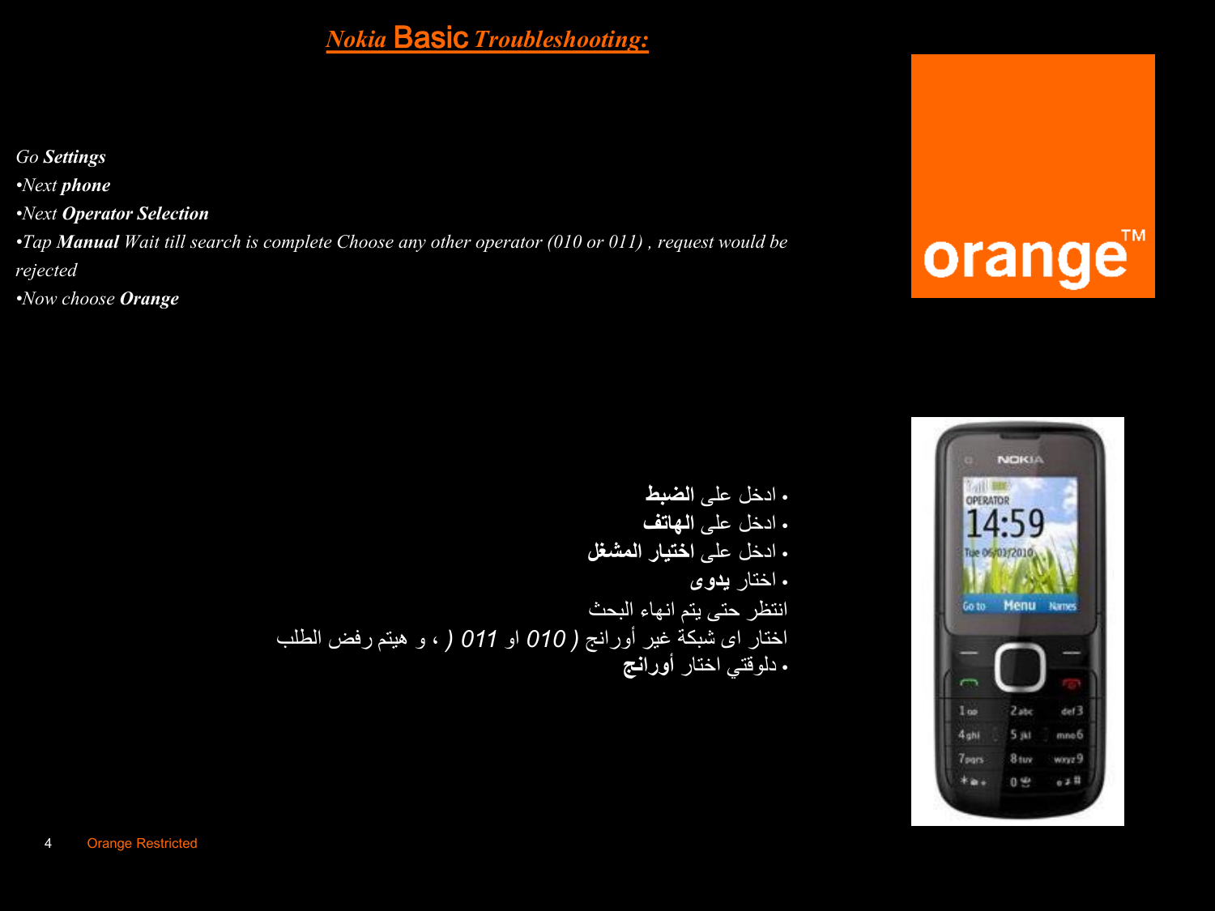# *Nokia* Basic *Troubleshooting:*

*Go* ***Settings***

*•Next* ***phone***

*•Next* ***Operator Selection***

*•Tap* ***Manual*** *Wait till search is complete Choose any other operator (010 or 011) , request would be rejected*

*•Now choose* ***Orange***

• ادخل على **الضبط**

• ادخل على **الهاتف**

• ادخل على **اختيار المشغل**

• اختار **يدوى**

انتظر حتى يتم انهاء البحث

اختار اى شبكة غير أورانج ( 010 او 011 ) ، و هيتم رفض الطلب

• دلوقتي اختار **أورانج**

Orange Restricted